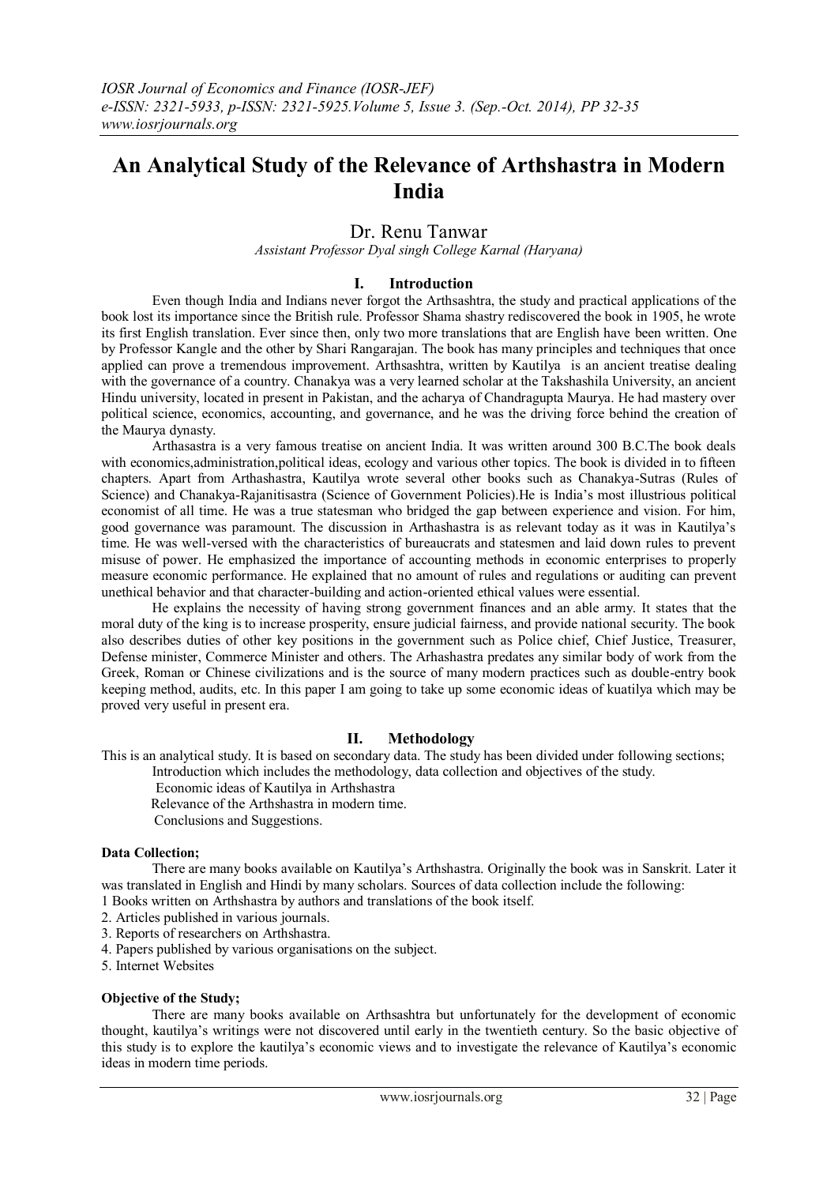# An Analytical Study of the Relevance of Arthshastra in Modern India

Dr. Renu Tanwar

*Assistant Professor Dyal singh College Karnal (Haryana)*

## I. Introduction

Even though India and Indians never forgot the Arthsashtra, the study and practical applications of the book lost its importance since the British rule. Professor Shama shastry rediscovered the book in 1905, he wrote its first English translation. Ever since then, only two more translations that are English have been written. One by Professor Kangle and the other by Shari Rangarajan. The book has many principles and techniques that once applied can prove a tremendous improvement. Arthsashtra, written by Kautilya is an ancient treatise dealing with the governance of a country. Chanakya was a very learned scholar at the Takshashila University, an ancient Hindu university, located in present in Pakistan, and the acharya of Chandragupta Maurya. He had mastery over political science, economics, accounting, and governance, and he was the driving force behind the creation of the Maurya dynasty.

Arthasastra is a very famous treatise on ancient India. It was written around 300 B.C.The book deals with economics,administration,political ideas, ecology and various other topics. The book is divided in to fifteen chapters. Apart from Arthashastra, Kautilya wrote several other books such as Chanakya-Sutras (Rules of Science) and Chanakya-Rajanitisastra (Science of Government Policies).He is India's most illustrious political economist of all time. He was a true statesman who bridged the gap between experience and vision. For him, good governance was paramount. The discussion in Arthashastra is as relevant today as it was in Kautilya's time. He was well-versed with the characteristics of bureaucrats and statesmen and laid down rules to prevent misuse of power. He emphasized the importance of accounting methods in economic enterprises to properly measure economic performance. He explained that no amount of rules and regulations or auditing can prevent unethical behavior and that character-building and action-oriented ethical values were essential.

He explains the necessity of having strong government finances and an able army. It states that the moral duty of the king is to increase prosperity, ensure judicial fairness, and provide national security. The book also describes duties of other key positions in the government such as Police chief, Chief Justice, Treasurer, Defense minister, Commerce Minister and others. The Arhashastra predates any similar body of work from the Greek, Roman or Chinese civilizations and is the source of many modern practices such as double-entry book keeping method, audits, etc. In this paper I am going to take up some economic ideas of kuatilya which may be proved very useful in present era.

## II. Methodology

This is an analytical study. It is based on secondary data. The study has been divided under following sections;

Introduction which includes the methodology, data collection and objectives of the study.

Economic ideas of Kautilya in Arthshastra

Relevance of the Arthshastra in modern time.

Conclusions and Suggestions.

### Data Collection;

There are many books available on Kautilya's Arthshastra. Originally the book was in Sanskrit. Later it was translated in English and Hindi by many scholars. Sources of data collection include the following:

1 Books written on Arthshastra by authors and translations of the book itself.
2. Articles published in various journals.
3. Reports of researchers on Arthshastra.
4. Papers published by various organisations on the subject.
5. Internet Websites

### Objective of the Study;

There are many books available on Arthsashtra but unfortunately for the development of economic thought, kautilya's writings were not discovered until early in the twentieth century. So the basic objective of this study is to explore the kautilya's economic views and to investigate the relevance of Kautilya's economic ideas in modern time periods.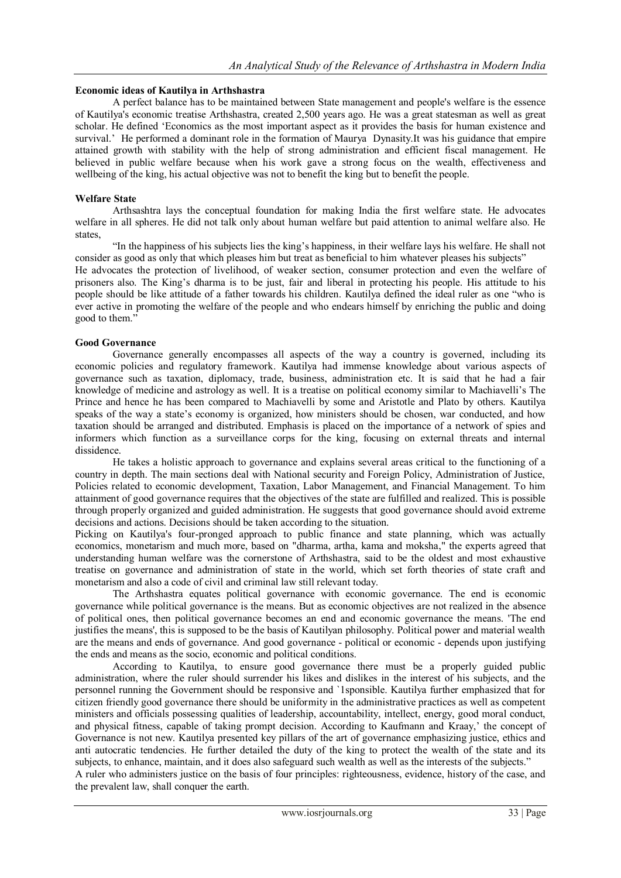**Economic ideas of Kautilya in Arthshastra**

A perfect balance has to be maintained between State management and people's welfare is the essence of Kautilya's economic treatise Arthshastra, created 2,500 years ago. He was a great statesman as well as great scholar. He defined 'Economics as the most important aspect as it provides the basis for human existence and survival.' He performed a dominant role in the formation of Maurya Dynasity.It was his guidance that empire attained growth with stability with the help of strong administration and efficient fiscal management. He believed in public welfare because when his work gave a strong focus on the wealth, effectiveness and wellbeing of the king, his actual objective was not to benefit the king but to benefit the people.

**Welfare State**

Arthsashtra lays the conceptual foundation for making India the first welfare state. He advocates welfare in all spheres. He did not talk only about human welfare but paid attention to animal welfare also. He states,

"In the happiness of his subjects lies the king's happiness, in their welfare lays his welfare. He shall not consider as good as only that which pleases him but treat as beneficial to him whatever pleases his subjects"

He advocates the protection of livelihood, of weaker section, consumer protection and even the welfare of prisoners also. The King's dharma is to be just, fair and liberal in protecting his people. His attitude to his people should be like attitude of a father towards his children. Kautilya defined the ideal ruler as one "who is ever active in promoting the welfare of the people and who endears himself by enriching the public and doing good to them."

**Good Governance**

Governance generally encompasses all aspects of the way a country is governed, including its economic policies and regulatory framework. Kautilya had immense knowledge about various aspects of governance such as taxation, diplomacy, trade, business, administration etc. It is said that he had a fair knowledge of medicine and astrology as well. It is a treatise on political economy similar to Machiavelli's The Prince and hence he has been compared to Machiavelli by some and Aristotle and Plato by others. Kautilya speaks of the way a state's economy is organized, how ministers should be chosen, war conducted, and how taxation should be arranged and distributed. Emphasis is placed on the importance of a network of spies and informers which function as a surveillance corps for the king, focusing on external threats and internal dissidence.

He takes a holistic approach to governance and explains several areas critical to the functioning of a country in depth. The main sections deal with National security and Foreign Policy, Administration of Justice, Policies related to economic development, Taxation, Labor Management, and Financial Management. To him attainment of good governance requires that the objectives of the state are fulfilled and realized. This is possible through properly organized and guided administration. He suggests that good governance should avoid extreme decisions and actions. Decisions should be taken according to the situation.

Picking on Kautilya's four-pronged approach to public finance and state planning, which was actually economics, monetarism and much more, based on "dharma, artha, kama and moksha," the experts agreed that understanding human welfare was the cornerstone of Arthshastra, said to be the oldest and most exhaustive treatise on governance and administration of state in the world, which set forth theories of state craft and monetarism and also a code of civil and criminal law still relevant today.

The Arthshastra equates political governance with economic governance. The end is economic governance while political governance is the means. But as economic objectives are not realized in the absence of political ones, then political governance becomes an end and economic governance the means. 'The end justifies the means', this is supposed to be the basis of Kautilyan philosophy. Political power and material wealth are the means and ends of governance. And good governance - political or economic - depends upon justifying the ends and means as the socio, economic and political conditions.

According to Kautilya, to ensure good governance there must be a properly guided public administration, where the ruler should surrender his likes and dislikes in the interest of his subjects, and the personnel running the Government should be responsive and `1sponsible. Kautilya further emphasized that for citizen friendly good governance there should be uniformity in the administrative practices as well as competent ministers and officials possessing qualities of leadership, accountability, intellect, energy, good moral conduct, and physical fitness, capable of taking prompt decision. According to Kaufmann and Kraay,' the concept of Governance is not new. Kautilya presented key pillars of the art of governance emphasizing justice, ethics and anti autocratic tendencies. He further detailed the duty of the king to protect the wealth of the state and its subjects, to enhance, maintain, and it does also safeguard such wealth as well as the interests of the subjects."

A ruler who administers justice on the basis of four principles: righteousness, evidence, history of the case, and the prevalent law, shall conquer the earth.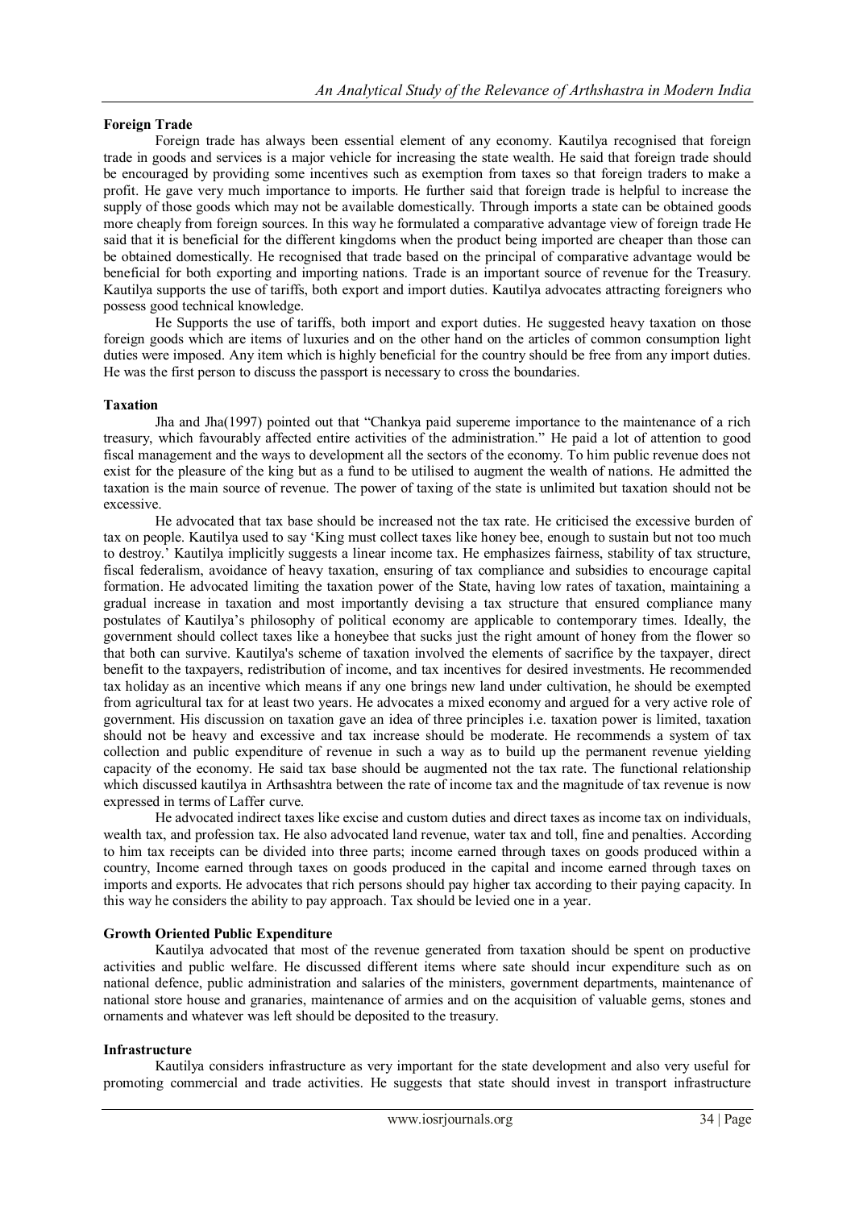**Foreign Trade**

Foreign trade has always been essential element of any economy. Kautilya recognised that foreign trade in goods and services is a major vehicle for increasing the state wealth. He said that foreign trade should be encouraged by providing some incentives such as exemption from taxes so that foreign traders to make a profit. He gave very much importance to imports. He further said that foreign trade is helpful to increase the supply of those goods which may not be available domestically. Through imports a state can be obtained goods more cheaply from foreign sources. In this way he formulated a comparative advantage view of foreign trade He said that it is beneficial for the different kingdoms when the product being imported are cheaper than those can be obtained domestically. He recognised that trade based on the principal of comparative advantage would be beneficial for both exporting and importing nations. Trade is an important source of revenue for the Treasury. Kautilya supports the use of tariffs, both export and import duties. Kautilya advocates attracting foreigners who possess good technical knowledge.

He Supports the use of tariffs, both import and export duties. He suggested heavy taxation on those foreign goods which are items of luxuries and on the other hand on the articles of common consumption light duties were imposed. Any item which is highly beneficial for the country should be free from any import duties. He was the first person to discuss the passport is necessary to cross the boundaries.

**Taxation**

Jha and Jha(1997) pointed out that "Chankya paid supereme importance to the maintenance of a rich treasury, which favourably affected entire activities of the administration." He paid a lot of attention to good fiscal management and the ways to development all the sectors of the economy. To him public revenue does not exist for the pleasure of the king but as a fund to be utilised to augment the wealth of nations. He admitted the taxation is the main source of revenue. The power of taxing of the state is unlimited but taxation should not be excessive.

He advocated that tax base should be increased not the tax rate. He criticised the excessive burden of tax on people. Kautilya used to say 'King must collect taxes like honey bee, enough to sustain but not too much to destroy.' Kautilya implicitly suggests a linear income tax. He emphasizes fairness, stability of tax structure, fiscal federalism, avoidance of heavy taxation, ensuring of tax compliance and subsidies to encourage capital formation. He advocated limiting the taxation power of the State, having low rates of taxation, maintaining a gradual increase in taxation and most importantly devising a tax structure that ensured compliance many postulates of Kautilya's philosophy of political economy are applicable to contemporary times. Ideally, the government should collect taxes like a honeybee that sucks just the right amount of honey from the flower so that both can survive. Kautilya's scheme of taxation involved the elements of sacrifice by the taxpayer, direct benefit to the taxpayers, redistribution of income, and tax incentives for desired investments. He recommended tax holiday as an incentive which means if any one brings new land under cultivation, he should be exempted from agricultural tax for at least two years. He advocates a mixed economy and argued for a very active role of government. His discussion on taxation gave an idea of three principles i.e. taxation power is limited, taxation should not be heavy and excessive and tax increase should be moderate. He recommends a system of tax collection and public expenditure of revenue in such a way as to build up the permanent revenue yielding capacity of the economy. He said tax base should be augmented not the tax rate. The functional relationship which discussed kautilya in Arthsashtra between the rate of income tax and the magnitude of tax revenue is now expressed in terms of Laffer curve.

He advocated indirect taxes like excise and custom duties and direct taxes as income tax on individuals, wealth tax, and profession tax. He also advocated land revenue, water tax and toll, fine and penalties. According to him tax receipts can be divided into three parts; income earned through taxes on goods produced within a country, Income earned through taxes on goods produced in the capital and income earned through taxes on imports and exports. He advocates that rich persons should pay higher tax according to their paying capacity. In this way he considers the ability to pay approach. Tax should be levied one in a year.

**Growth Oriented Public Expenditure**

Kautilya advocated that most of the revenue generated from taxation should be spent on productive activities and public welfare. He discussed different items where sate should incur expenditure such as on national defence, public administration and salaries of the ministers, government departments, maintenance of national store house and granaries, maintenance of armies and on the acquisition of valuable gems, stones and ornaments and whatever was left should be deposited to the treasury.

**Infrastructure**

Kautilya considers infrastructure as very important for the state development and also very useful for promoting commercial and trade activities. He suggests that state should invest in transport infrastructure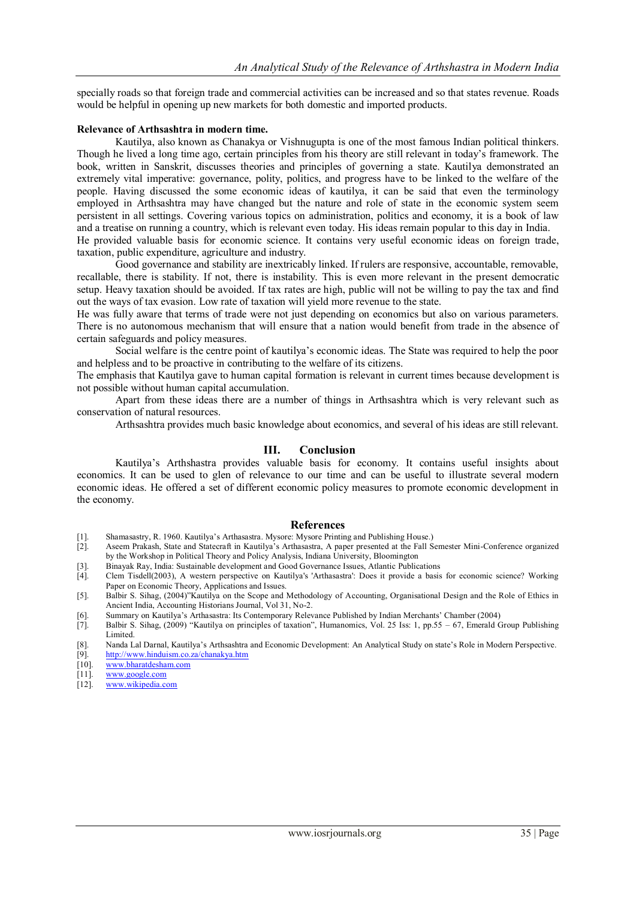specially roads so that foreign trade and commercial activities can be increased and so that states revenue. Roads would be helpful in opening up new markets for both domestic and imported products.

**Relevance of Arthsashtra in modern time.**

Kautilya, also known as Chanakya or Vishnugupta is one of the most famous Indian political thinkers. Though he lived a long time ago, certain principles from his theory are still relevant in today's framework. The book, written in Sanskrit, discusses theories and principles of governing a state. Kautilya demonstrated an extremely vital imperative: governance, polity, politics, and progress have to be linked to the welfare of the people. Having discussed the some economic ideas of kautilya, it can be said that even the terminology employed in Arthsashtra may have changed but the nature and role of state in the economic system seem persistent in all settings. Covering various topics on administration, politics and economy, it is a book of law and a treatise on running a country, which is relevant even today. His ideas remain popular to this day in India.
He provided valuable basis for economic science. It contains very useful economic ideas on foreign trade, taxation, public expenditure, agriculture and industry.

Good governance and stability are inextricably linked. If rulers are responsive, accountable, removable, recallable, there is stability. If not, there is instability. This is even more relevant in the present democratic setup. Heavy taxation should be avoided. If tax rates are high, public will not be willing to pay the tax and find out the ways of tax evasion. Low rate of taxation will yield more revenue to the state.
He was fully aware that terms of trade were not just depending on economics but also on various parameters. There is no autonomous mechanism that will ensure that a nation would benefit from trade in the absence of certain safeguards and policy measures.

Social welfare is the centre point of kautilya's economic ideas. The State was required to help the poor and helpless and to be proactive in contributing to the welfare of its citizens.
The emphasis that Kautilya gave to human capital formation is relevant in current times because development is not possible without human capital accumulation.

Apart from these ideas there are a number of things in Arthsashtra which is very relevant such as conservation of natural resources.

Arthsashtra provides much basic knowledge about economics, and several of his ideas are still relevant.

## III. Conclusion

Kautilya's Arthshastra provides valuable basis for economy. It contains useful insights about economics. It can be used to glen of relevance to our time and can be useful to illustrate several modern economic ideas. He offered a set of different economic policy measures to promote economic development in the economy.

## References

[1]. Shamasastry, R. 1960. Kautilya's Arthasastra. Mysore: Mysore Printing and Publishing House.)

[2]. Aseem Prakash, State and Statecraft in Kautilya's Arthasastra, A paper presented at the Fall Semester Mini-Conference organized by the Workshop in Political Theory and Policy Analysis, Indiana University, Bloomington

[3]. Binayak Ray, India: Sustainable development and Good Governance Issues, Atlantic Publications

[4]. Clem Tisdell(2003), A western perspective on Kautilya's 'Arthasastra': Does it provide a basis for economic science? Working Paper on Economic Theory, Applications and Issues.

[5]. Balbir S. Sihag, (2004)"Kautilya on the Scope and Methodology of Accounting, Organisational Design and the Role of Ethics in Ancient India, Accounting Historians Journal, Vol 31, No-2.

[6]. Summary on Kautilya's Arthasastra: Its Contemporary Relevance Published by Indian Merchants' Chamber (2004)

[7]. Balbir S. Sihag, (2009) "Kautilya on principles of taxation", Humanomics, Vol. 25 Iss: 1, pp.55 – 67, Emerald Group Publishing Limited.

[8]. Nanda Lal Darnal, Kautilya's Arthsashtra and Economic Development: An Analytical Study on state's Role in Modern Perspective.

[9]. http://www.hinduism.co.za/chanakya.htm

[10]. www.bharatdesham.com

[11]. www.google.com

[12]. www.wikipedia.com